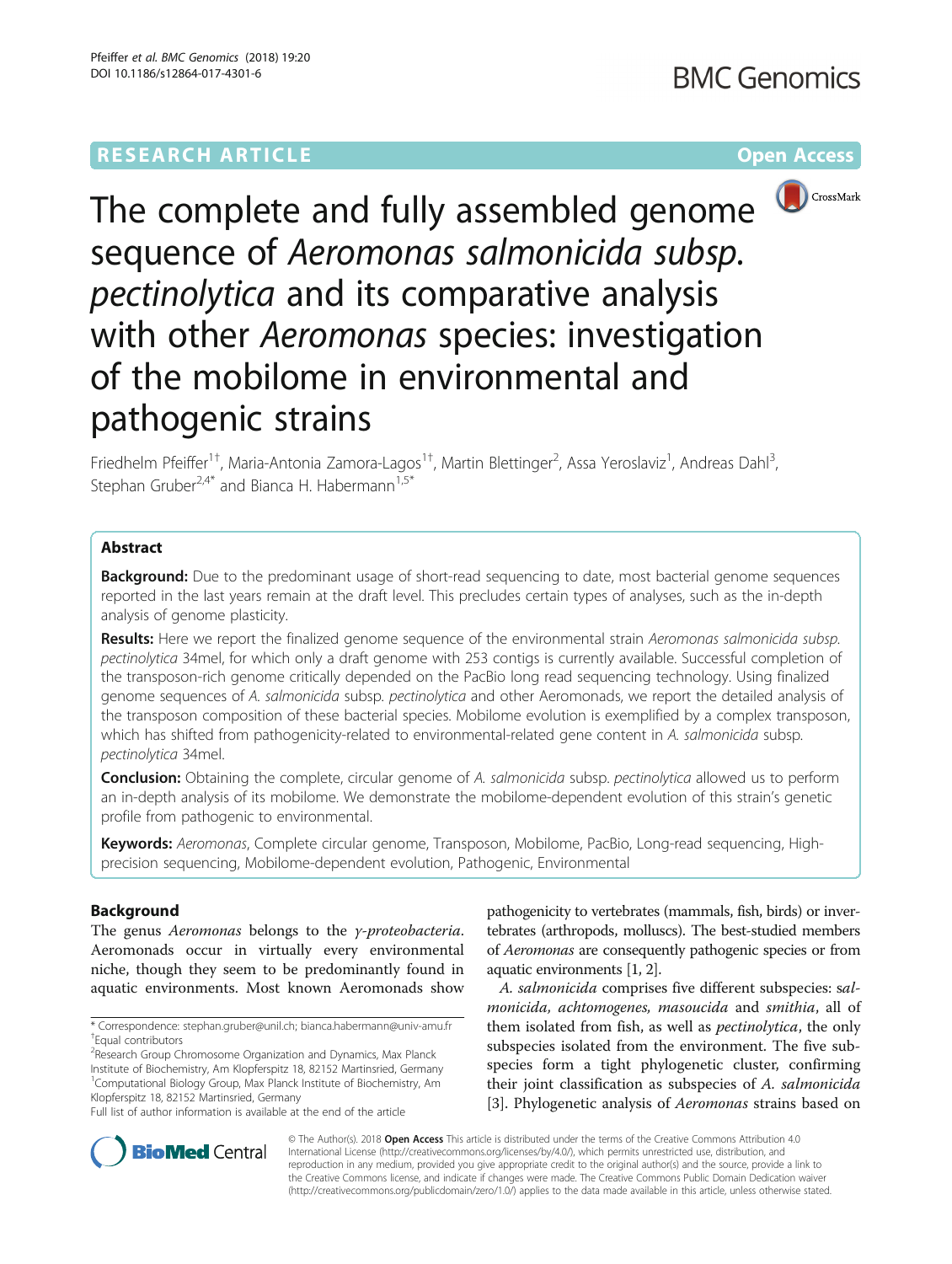RESEARCH ARTICLE

Open Access

# The complete and fully assembled genome sequence of *Aeromonas salmonicida subsp. pectinolytica* and its comparative analysis with other *Aeromonas* species: investigation of the mobilome in environmental and pathogenic strains

Friedhelm Pfeiffer[1†], Maria-Antonia Zamora-Lagos[1†], Martin Blettinger[2], Assa Yeroslaviz[1], Andreas Dahl[3], Stephan Gruber[2,4*] and Bianca H. Habermann[1,5*]

## Abstract

**Background:** Due to the predominant usage of short-read sequencing to date, most bacterial genome sequences reported in the last years remain at the draft level. This precludes certain types of analyses, such as the in-depth analysis of genome plasticity.

**Results:** Here we report the finalized genome sequence of the environmental strain *Aeromonas salmonicida subsp. pectinolytica* 34mel, for which only a draft genome with 253 contigs is currently available. Successful completion of the transposon-rich genome critically depended on the PacBio long read sequencing technology. Using finalized genome sequences of *A. salmonicida* subsp. *pectinolytica* and other Aeromonads, we report the detailed analysis of the transposon composition of these bacterial species. Mobilome evolution is exemplified by a complex transposon, which has shifted from pathogenicity-related to environmental-related gene content in *A. salmonicida* subsp. *pectinolytica* 34mel.

**Conclusion:** Obtaining the complete, circular genome of *A. salmonicida* subsp. *pectinolytica* allowed us to perform an in-depth analysis of its mobilome. We demonstrate the mobilome-dependent evolution of this strain's genetic profile from pathogenic to environmental.

**Keywords:** *Aeromonas*, Complete circular genome, Transposon, Mobilome, PacBio, Long-read sequencing, High-precision sequencing, Mobilome-dependent evolution, Pathogenic, Environmental

## Background

The genus *Aeromonas* belongs to the *γ-proteobacteria*. Aeromonads occur in virtually every environmental niche, though they seem to be predominantly found in aquatic environments. Most known Aeromonads show pathogenicity to vertebrates (mammals, fish, birds) or invertebrates (arthropods, molluscs). The best-studied members of *Aeromonas* are consequently pathogenic species or from aquatic environments [1, 2].

*A. salmonicida* comprises five different subspecies: *salmonicida, achtomogenes, masoucida* and *smithia*, all of them isolated from fish, as well as *pectinolytica*, the only subspecies isolated from the environment. The five subspecies form a tight phylogenetic cluster, confirming their joint classification as subspecies of *A. salmonicida* [3]. Phylogenetic analysis of *Aeromonas* strains based on

* Correspondence: stephan.gruber@unil.ch; bianca.habermann@univ-amu.fr
†Equal contributors
[2]Research Group Chromosome Organization and Dynamics, Max Planck Institute of Biochemistry, Am Klopferspitz 18, 82152 Martinsried, Germany
[1]Computational Biology Group, Max Planck Institute of Biochemistry, Am Klopferspitz 18, 82152 Martinsried, Germany
Full list of author information is available at the end of the article

© The Author(s). 2018 **Open Access** This article is distributed under the terms of the Creative Commons Attribution 4.0 International License (http://creativecommons.org/licenses/by/4.0/), which permits unrestricted use, distribution, and reproduction in any medium, provided you give appropriate credit to the original author(s) and the source, provide a link to the Creative Commons license, and indicate if changes were made. The Creative Commons Public Domain Dedication waiver (http://creativecommons.org/publicdomain/zero/1.0/) applies to the data made available in this article, unless otherwise stated.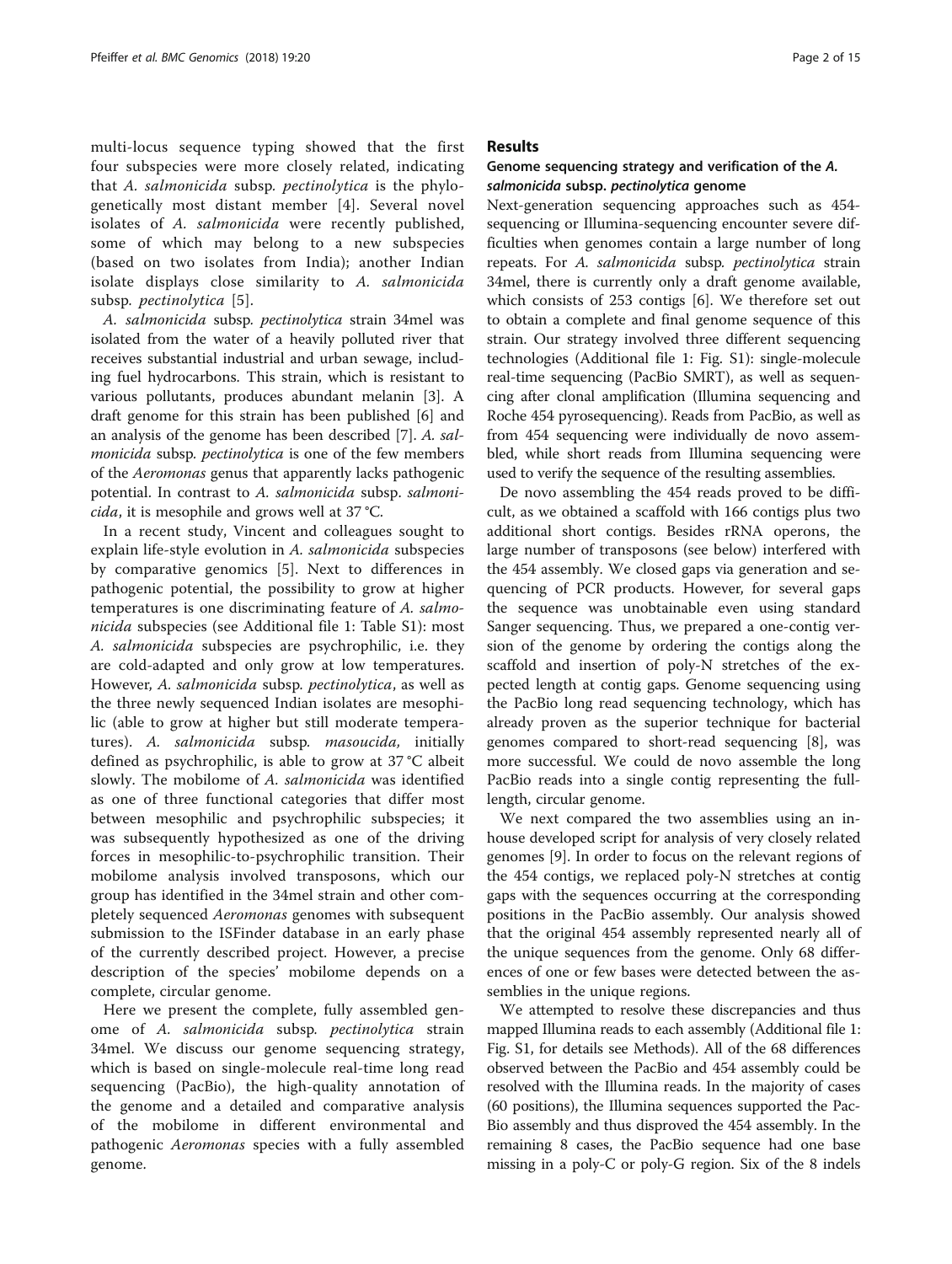multi-locus sequence typing showed that the first four subspecies were more closely related, indicating that *A. salmonicida* subsp. *pectinolytica* is the phylogenetically most distant member [4]. Several novel isolates of *A. salmonicida* were recently published, some of which may belong to a new subspecies (based on two isolates from India); another Indian isolate displays close similarity to *A. salmonicida* subsp. *pectinolytica* [5].

*A. salmonicida* subsp. *pectinolytica* strain 34mel was isolated from the water of a heavily polluted river that receives substantial industrial and urban sewage, including fuel hydrocarbons. This strain, which is resistant to various pollutants, produces abundant melanin [3]. A draft genome for this strain has been published [6] and an analysis of the genome has been described [7]. *A. salmonicida* subsp. *pectinolytica* is one of the few members of the *Aeromonas* genus that apparently lacks pathogenic potential. In contrast to *A. salmonicida* subsp. *salmonicida*, it is mesophile and grows well at 37 °C.

In a recent study, Vincent and colleagues sought to explain life-style evolution in *A. salmonicida* subspecies by comparative genomics [5]. Next to differences in pathogenic potential, the possibility to grow at higher temperatures is one discriminating feature of *A. salmonicida* subspecies (see Additional file 1: Table S1): most *A. salmonicida* subspecies are psychrophilic, i.e. they are cold-adapted and only grow at low temperatures. However, *A. salmonicida* subsp. *pectinolytica*, as well as the three newly sequenced Indian isolates are mesophilic (able to grow at higher but still moderate temperatures). *A. salmonicida* subsp. *masoucida*, initially defined as psychrophilic, is able to grow at 37 °C albeit slowly. The mobilome of *A. salmonicida* was identified as one of three functional categories that differ most between mesophilic and psychrophilic subspecies; it was subsequently hypothesized as one of the driving forces in mesophilic-to-psychrophilic transition. Their mobilome analysis involved transposons, which our group has identified in the 34mel strain and other completely sequenced *Aeromonas* genomes with subsequent submission to the ISFinder database in an early phase of the currently described project. However, a precise description of the species' mobilome depends on a complete, circular genome.

Here we present the complete, fully assembled genome of *A. salmonicida* subsp. *pectinolytica* strain 34mel. We discuss our genome sequencing strategy, which is based on single-molecule real-time long read sequencing (PacBio), the high-quality annotation of the genome and a detailed and comparative analysis of the mobilome in different environmental and pathogenic *Aeromonas* species with a fully assembled genome.

## Results

### Genome sequencing strategy and verification of the *A. salmonicida* subsp. *pectinolytica* genome

Next-generation sequencing approaches such as 454-sequencing or Illumina-sequencing encounter severe difficulties when genomes contain a large number of long repeats. For *A. salmonicida* subsp. *pectinolytica* strain 34mel, there is currently only a draft genome available, which consists of 253 contigs [6]. We therefore set out to obtain a complete and final genome sequence of this strain. Our strategy involved three different sequencing technologies (Additional file 1: Fig. S1): single-molecule real-time sequencing (PacBio SMRT), as well as sequencing after clonal amplification (Illumina sequencing and Roche 454 pyrosequencing). Reads from PacBio, as well as from 454 sequencing were individually de novo assembled, while short reads from Illumina sequencing were used to verify the sequence of the resulting assemblies.

De novo assembling the 454 reads proved to be difficult, as we obtained a scaffold with 166 contigs plus two additional short contigs. Besides rRNA operons, the large number of transposons (see below) interfered with the 454 assembly. We closed gaps via generation and sequencing of PCR products. However, for several gaps the sequence was unobtainable even using standard Sanger sequencing. Thus, we prepared a one-contig version of the genome by ordering the contigs along the scaffold and insertion of poly-N stretches of the expected length at contig gaps. Genome sequencing using the PacBio long read sequencing technology, which has already proven as the superior technique for bacterial genomes compared to short-read sequencing [8], was more successful. We could de novo assemble the long PacBio reads into a single contig representing the full-length, circular genome.

We next compared the two assemblies using an in-house developed script for analysis of very closely related genomes [9]. In order to focus on the relevant regions of the 454 contigs, we replaced poly-N stretches at contig gaps with the sequences occurring at the corresponding positions in the PacBio assembly. Our analysis showed that the original 454 assembly represented nearly all of the unique sequences from the genome. Only 68 differences of one or few bases were detected between the assemblies in the unique regions.

We attempted to resolve these discrepancies and thus mapped Illumina reads to each assembly (Additional file 1: Fig. S1, for details see Methods). All of the 68 differences observed between the PacBio and 454 assembly could be resolved with the Illumina reads. In the majority of cases (60 positions), the Illumina sequences supported the PacBio assembly and thus disproved the 454 assembly. In the remaining 8 cases, the PacBio sequence had one base missing in a poly-C or poly-G region. Six of the 8 indels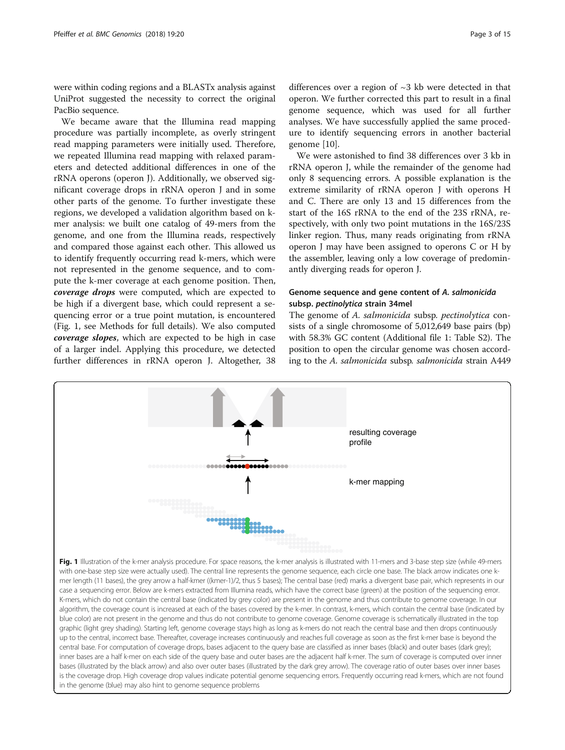were within coding regions and a BLASTx analysis against UniProt suggested the necessity to correct the original PacBio sequence.

We became aware that the Illumina read mapping procedure was partially incomplete, as overly stringent read mapping parameters were initially used. Therefore, we repeated Illumina read mapping with relaxed parameters and detected additional differences in one of the rRNA operons (operon J). Additionally, we observed significant coverage drops in rRNA operon J and in some other parts of the genome. To further investigate these regions, we developed a validation algorithm based on k-mer analysis: we built one catalog of 49-mers from the genome, and one from the Illumina reads, respectively and compared those against each other. This allowed us to identify frequently occurring read k-mers, which were not represented in the genome sequence, and to compute the k-mer coverage at each genome position. Then, ***coverage drops*** were computed, which are expected to be high if a divergent base, which could represent a sequencing error or a true point mutation, is encountered (Fig. 1, see Methods for full details). We also computed ***coverage slopes***, which are expected to be high in case of a larger indel. Applying this procedure, we detected further differences in rRNA operon J. Altogether, 38 differences over a region of ~3 kb were detected in that operon. We further corrected this part to result in a final genome sequence, which was used for all further analyses. We have successfully applied the same procedure to identify sequencing errors in another bacterial genome [10].

We were astonished to find 38 differences over 3 kb in rRNA operon J, while the remainder of the genome had only 8 sequencing errors. A possible explanation is the extreme similarity of rRNA operon J with operons H and C. There are only 13 and 15 differences from the start of the 16S rRNA to the end of the 23S rRNA, respectively, with only two point mutations in the 16S/23S linker region. Thus, many reads originating from rRNA operon J may have been assigned to operons C or H by the assembler, leaving only a low coverage of predominantly diverging reads for operon J.

## Genome sequence and gene content of *A. salmonicida* subsp. *pectinolytica* strain 34mel

The genome of *A. salmonicida* subsp. *pectinolytica* consists of a single chromosome of 5,012,649 base pairs (bp) with 58.3% GC content (Additional file 1: Table S2). The position to open the circular genome was chosen according to the *A. salmonicida* subsp. *salmonicida* strain A449

**Fig. 1** Illustration of the k-mer analysis procedure. For space reasons, the k-mer analysis is illustrated with 11-mers and 3-base step size (while 49-mers with one-base step size were actually used). The central line represents the genome sequence, each circle one base. The black arrow indicates one k-mer length (11 bases), the grey arrow a half-kmer ((kmer-1)/2, thus 5 bases); The central base (red) marks a divergent base pair, which represents in our case a sequencing error. Below are k-mers extracted from Illumina reads, which have the correct base (green) at the position of the sequencing error. K-mers, which do not contain the central base (indicated by grey color) are present in the genome and thus contribute to genome coverage. In our algorithm, the coverage count is increased at each of the bases covered by the k-mer. In contrast, k-mers, which contain the central base (indicated by blue color) are not present in the genome and thus do not contribute to genome coverage. Genome coverage is schematically illustrated in the top graphic (light grey shading). Starting left, genome coverage stays high as long as k-mers do not reach the central base and then drops continuously up to the central, incorrect base. Thereafter, coverage increases continuously and reaches full coverage as soon as the first k-mer base is beyond the central base. For computation of coverage drops, bases adjacent to the query base are classified as inner bases (black) and outer bases (dark grey); inner bases are a half k-mer on each side of the query base and outer bases are the adjacent half k-mer. The sum of coverage is computed over inner bases (illustrated by the black arrow) and also over outer bases (illustrated by the dark grey arrow). The coverage ratio of outer bases over inner bases is the coverage drop. High coverage drop values indicate potential genome sequencing errors. Frequently occurring read k-mers, which are not found in the genome (blue) may also hint to genome sequence problems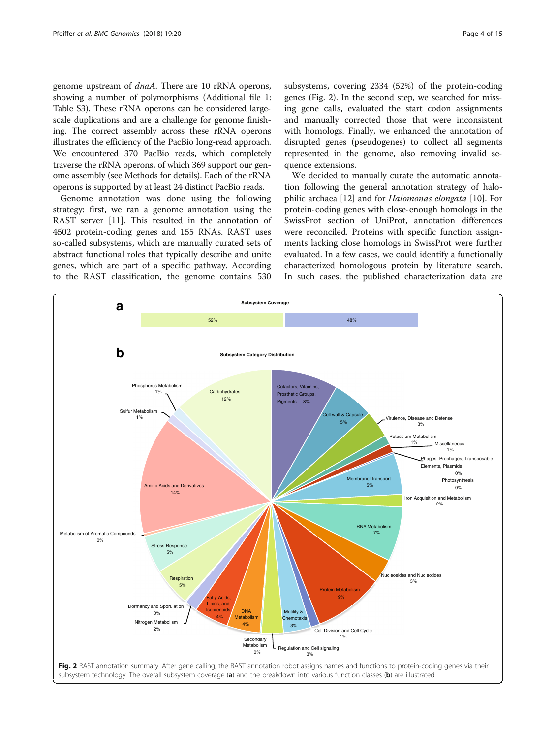genome upstream of *dnaA*. There are 10 rRNA operons, showing a number of polymorphisms (Additional file 1: Table S3). These rRNA operons can be considered large-scale duplications and are a challenge for genome finishing. The correct assembly across these rRNA operons illustrates the efficiency of the PacBio long-read approach. We encountered 370 PacBio reads, which completely traverse the rRNA operons, of which 369 support our genome assembly (see Methods for details). Each of the rRNA operons is supported by at least 24 distinct PacBio reads.

Genome annotation was done using the following strategy: first, we ran a genome annotation using the RAST server [11]. This resulted in the annotation of 4502 protein-coding genes and 155 RNAs. RAST uses so-called subsystems, which are manually curated sets of abstract functional roles that typically describe and unite genes, which are part of a specific pathway. According to the RAST classification, the genome contains 530 subsystems, covering 2334 (52%) of the protein-coding genes (Fig. 2). In the second step, we searched for missing gene calls, evaluated the start codon assignments and manually corrected those that were inconsistent with homologs. Finally, we enhanced the annotation of disrupted genes (pseudogenes) to collect all segments represented in the genome, also removing invalid sequence extensions.

We decided to manually curate the automatic annotation following the general annotation strategy of halophilic archaea [12] and for *Halomonas elongata* [10]. For protein-coding genes with close-enough homologs in the SwissProt section of UniProt, annotation differences were reconciled. Proteins with specific function assignments lacking close homologs in SwissProt were further evaluated. In a few cases, we could identify a functionally characterized homologous protein by literature search. In such cases, the published characterization data are

**Fig. 2** RAST annotation summary. After gene calling, the RAST annotation robot assigns names and functions to protein-coding genes via their subsystem technology. The overall subsystem coverage (**a**) and the breakdown into various function classes (**b**) are illustrated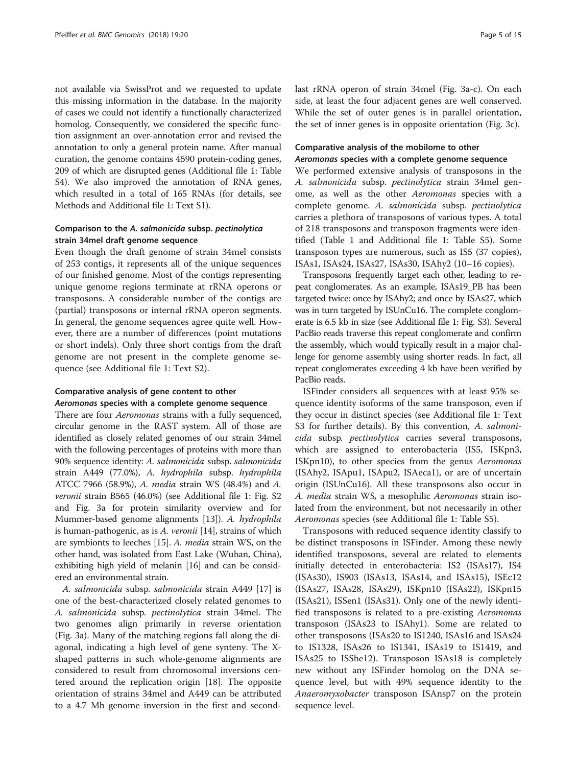not available via SwissProt and we requested to update this missing information in the database. In the majority of cases we could not identify a functionally characterized homolog. Consequently, we considered the specific function assignment an over-annotation error and revised the annotation to only a general protein name. After manual curation, the genome contains 4590 protein-coding genes, 209 of which are disrupted genes (Additional file 1: Table S4). We also improved the annotation of RNA genes, which resulted in a total of 165 RNAs (for details, see Methods and Additional file 1: Text S1).

### Comparison to the *A. salmonicida* subsp. *pectinolytica* strain 34mel draft genome sequence

Even though the draft genome of strain 34mel consists of 253 contigs, it represents all of the unique sequences of our finished genome. Most of the contigs representing unique genome regions terminate at rRNA operons or transposons. A considerable number of the contigs are (partial) transposons or internal rRNA operon segments. In general, the genome sequences agree quite well. However, there are a number of differences (point mutations or short indels). Only three short contigs from the draft genome are not present in the complete genome sequence (see Additional file 1: Text S2).

### Comparative analysis of gene content to other *Aeromonas* species with a complete genome sequence

There are four *Aeromonas* strains with a fully sequenced, circular genome in the RAST system. All of those are identified as closely related genomes of our strain 34mel with the following percentages of proteins with more than 90% sequence identity: *A. salmonicida* subsp. *salmonicida* strain A449 (77.0%), *A. hydrophila* subsp. *hydrophila* ATCC 7966 (58.9%), *A. media* strain WS (48.4%) and *A. veronii* strain B565 (46.0%) (see Additional file 1: Fig. S2 and Fig. 3a for protein similarity overview and for Mummer-based genome alignments [13]). *A. hydrophila* is human-pathogenic, as is *A. veronii* [14], strains of which are symbionts to leeches [15]. *A. media* strain WS, on the other hand, was isolated from East Lake (Wuhan, China), exhibiting high yield of melanin [16] and can be considered an environmental strain.

*A. salmonicida* subsp. *salmonicida* strain A449 [17] is one of the best-characterized closely related genomes to *A. salmonicida* subsp. *pectinolytica* strain 34mel. The two genomes align primarily in reverse orientation (Fig. 3a). Many of the matching regions fall along the diagonal, indicating a high level of gene synteny. The X-shaped patterns in such whole-genome alignments are considered to result from chromosomal inversions centered around the replication origin [18]. The opposite orientation of strains 34mel and A449 can be attributed to a 4.7 Mb genome inversion in the first and second-last rRNA operon of strain 34mel (Fig. 3a-c). On each side, at least the four adjacent genes are well conserved. While the set of outer genes is in parallel orientation, the set of inner genes is in opposite orientation (Fig. 3c).

### Comparative analysis of the mobilome to other *Aeromonas* species with a complete genome sequence

We performed extensive analysis of transposons in the *A. salmonicida* subsp. *pectinolytica* strain 34mel genome, as well as the other *Aeromonas* species with a complete genome. *A. salmonicida* subsp. *pectinolytica* carries a plethora of transposons of various types. A total of 218 transposons and transposon fragments were identified (Table 1 and Additional file 1: Table S5). Some transposon types are numerous, such as IS5 (37 copies), ISAs1, ISAs24, ISAs27, ISAs30, ISAhy2 (10–16 copies).

Transposons frequently target each other, leading to repeat conglomerates. As an example, ISAs19_PB has been targeted twice: once by ISAhy2; and once by ISAs27, which was in turn targeted by ISUnCu16. The complete conglomerate is 6.5 kb in size (see Additional file 1: Fig. S3). Several PacBio reads traverse this repeat conglomerate and confirm the assembly, which would typically result in a major challenge for genome assembly using shorter reads. In fact, all repeat conglomerates exceeding 4 kb have been verified by PacBio reads.

ISFinder considers all sequences with at least 95% sequence identity isoforms of the same transposon, even if they occur in distinct species (see Additional file 1: Text S3 for further details). By this convention, *A. salmonicida* subsp. *pectinolytica* carries several transposons, which are assigned to enterobacteria (IS5, ISKpn3, ISKpn10), to other species from the genus *Aeromonas* (ISAhy2, ISApu1, ISApu2, ISAeca1), or are of uncertain origin (ISUnCu16). All these transposons also occur in *A. media* strain WS, a mesophilic *Aeromonas* strain isolated from the environment, but not necessarily in other *Aeromonas* species (see Additional file 1: Table S5).

Transposons with reduced sequence identity classify to be distinct transposons in ISFinder. Among these newly identified transposons, several are related to elements initially detected in enterobacteria: IS2 (ISAs17), IS4 (ISAs30), IS903 (ISAs13, ISAs14, and ISAs15), ISEc12 (ISAs27, ISAs28, ISAs29), ISKpn10 (ISAs22), ISKpn15 (ISAs21), ISSen1 (ISAs31). Only one of the newly identified transposons is related to a pre-existing *Aeromonas* transposon (ISAs23 to ISAhy1). Some are related to other transposons (ISAs20 to IS1240, ISAs16 and ISAs24 to IS1328, ISAs26 to IS1341, ISAs19 to IS1419, and ISAs25 to ISShe12). Transposon ISAs18 is completely new without any ISFinder homolog on the DNA sequence level, but with 49% sequence identity to the *Anaeromyxobacter* transposon ISAnsp7 on the protein sequence level.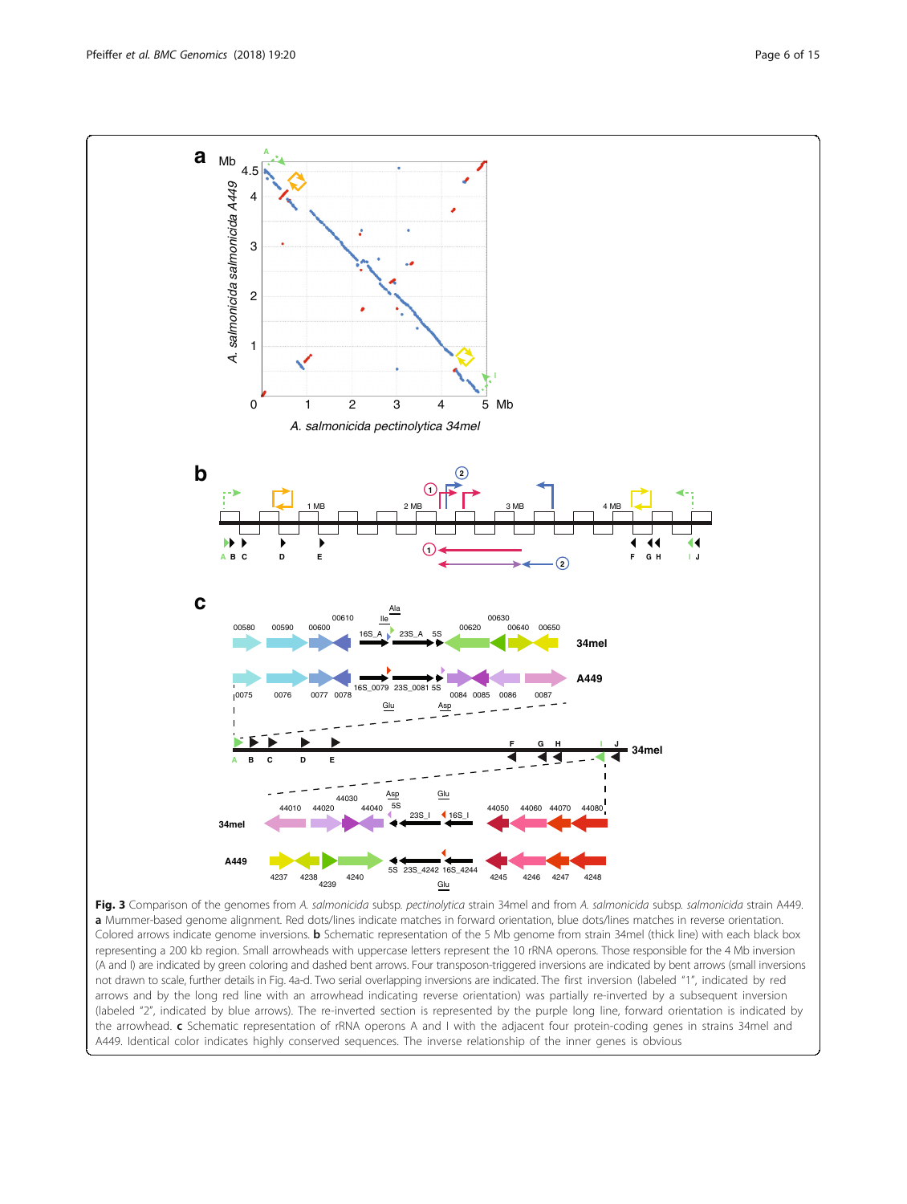**Fig. 3** Comparison of the genomes from *A. salmonicida* subsp. *pectinolytica* strain 34mel and from *A. salmonicida* subsp. *salmonicida* strain A449. **a** Mummer-based genome alignment. Red dots/lines indicate matches in forward orientation, blue dots/lines matches in reverse orientation. Colored arrows indicate genome inversions. **b** Schematic representation of the 5 Mb genome from strain 34mel (thick line) with each black box representing a 200 kb region. Small arrowheads with uppercase letters represent the 10 rRNA operons. Those responsible for the 4 Mb inversion (A and I) are indicated by green coloring and dashed bent arrows. Four transposon-triggered inversions are indicated by bent arrows (small inversions not drawn to scale, further details in Fig. 4a-d. Two serial overlapping inversions are indicated. The first inversion (labeled "1", indicated by red arrows and by the long red line with an arrowhead indicating reverse orientation) was partially re-inverted by a subsequent inversion (labeled "2", indicated by blue arrows). The re-inverted section is represented by the purple long line, forward orientation is indicated by the arrowhead. **c** Schematic representation of rRNA operons A and I with the adjacent four protein-coding genes in strains 34mel and A449. Identical color indicates highly conserved sequences. The inverse relationship of the inner genes is obvious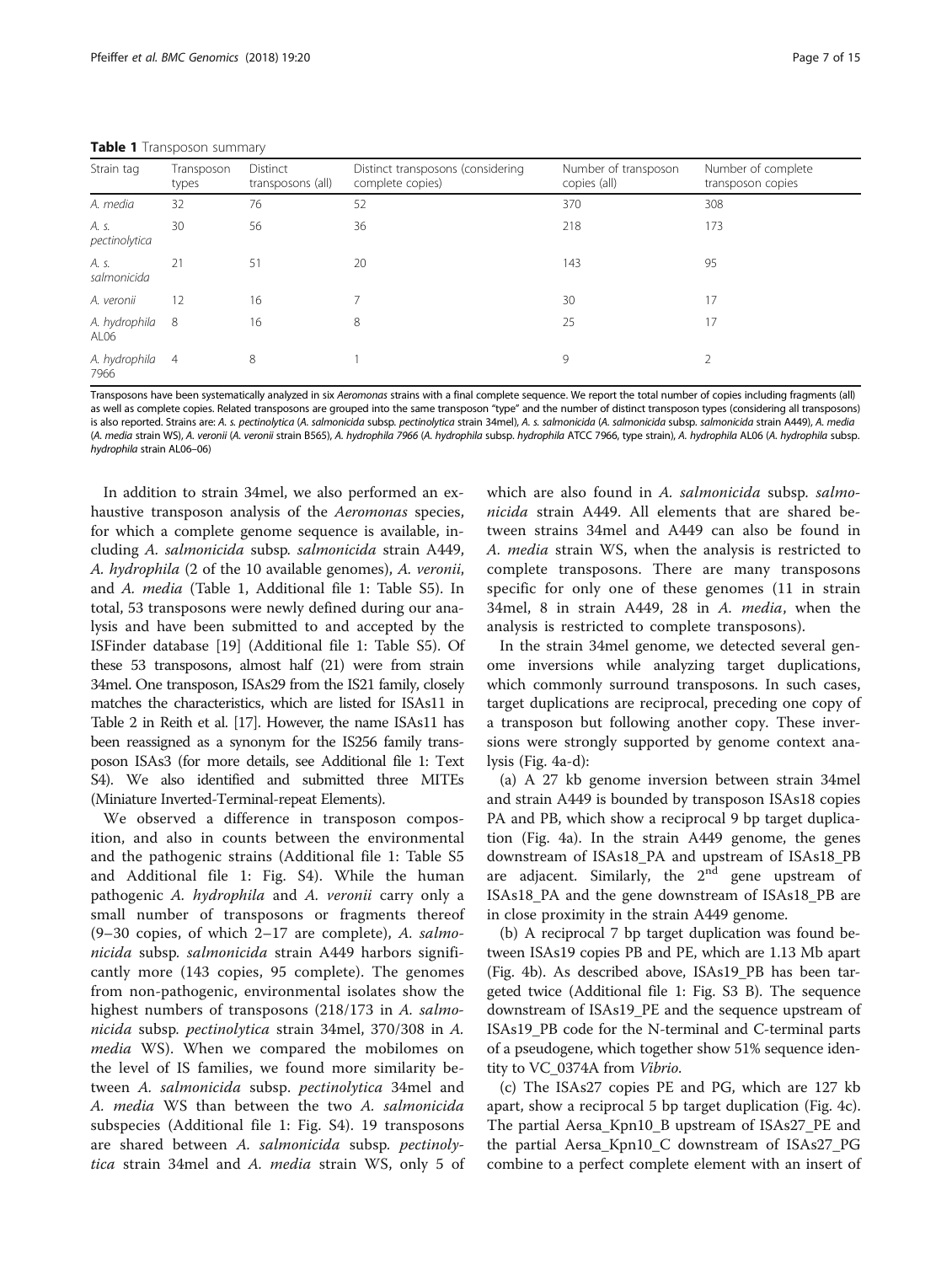**Table 1** Transposon summary

| Strain tag | Transposon types | Distinct transposons (all) | Distinct transposons (considering complete copies) | Number of transposon copies (all) | Number of complete transposon copies |
|---|---|---|---|---|---|
| *A. media* | 32 | 76 | 52 | 370 | 308 |
| *A. s. pectinolytica* | 30 | 56 | 36 | 218 | 173 |
| *A. s. salmonicida* | 21 | 51 | 20 | 143 | 95 |
| *A. veronii* | 12 | 16 | 7 | 30 | 17 |
| *A. hydrophila* AL06 | 8 | 16 | 8 | 25 | 17 |
| *A. hydrophila* 7966 | 4 | 8 | 1 | 9 | 2 |

Transposons have been systematically analyzed in six *Aeromonas* strains with a final complete sequence. We report the total number of copies including fragments (all) as well as complete copies. Related transposons are grouped into the same transposon "type" and the number of distinct transposon types (considering all transposons) is also reported. Strains are: *A. s. pectinolytica* (*A. salmonicida* subsp. *pectinolytica* strain 34mel), *A. s. salmonicida* (*A. salmonicida* subsp. *salmonicida* strain A449), *A. media* (*A. media* strain WS), *A. veronii* (*A. veronii* strain B565), *A. hydrophila 7966* (*A. hydrophila* subsp. *hydrophila* ATCC 7966, type strain), *A. hydrophila* AL06 (*A. hydrophila* subsp. *hydrophila* strain AL06–06)

In addition to strain 34mel, we also performed an exhaustive transposon analysis of the *Aeromonas* species, for which a complete genome sequence is available, including *A. salmonicida* subsp. *salmonicida* strain A449, *A. hydrophila* (2 of the 10 available genomes), *A. veronii*, and *A. media* (Table 1, Additional file 1: Table S5). In total, 53 transposons were newly defined during our analysis and have been submitted to and accepted by the ISFinder database [19] (Additional file 1: Table S5). Of these 53 transposons, almost half (21) were from strain 34mel. One transposon, ISAs29 from the IS21 family, closely matches the characteristics, which are listed for ISAs11 in Table 2 in Reith et al. [17]. However, the name ISAs11 has been reassigned as a synonym for the IS256 family transposon ISAs3 (for more details, see Additional file 1: Text S4). We also identified and submitted three MITEs (Miniature Inverted-Terminal-repeat Elements).

We observed a difference in transposon composition, and also in counts between the environmental and the pathogenic strains (Additional file 1: Table S5 and Additional file 1: Fig. S4). While the human pathogenic *A. hydrophila* and *A. veronii* carry only a small number of transposons or fragments thereof (9–30 copies, of which 2–17 are complete), *A. salmonicida* subsp. *salmonicida* strain A449 harbors significantly more (143 copies, 95 complete). The genomes from non-pathogenic, environmental isolates show the highest numbers of transposons (218/173 in *A. salmonicida* subsp. *pectinolytica* strain 34mel, 370/308 in *A. media* WS). When we compared the mobilomes on the level of IS families, we found more similarity between *A. salmonicida* subsp. *pectinolytica* 34mel and *A. media* WS than between the two *A. salmonicida* subspecies (Additional file 1: Fig. S4). 19 transposons are shared between *A. salmonicida* subsp. *pectinolytica* strain 34mel and *A. media* strain WS, only 5 of which are also found in *A. salmonicida* subsp. *salmonicida* strain A449. All elements that are shared between strains 34mel and A449 can also be found in *A. media* strain WS, when the analysis is restricted to complete transposons. There are many transposons specific for only one of these genomes (11 in strain 34mel, 8 in strain A449, 28 in *A. media*, when the analysis is restricted to complete transposons).

In the strain 34mel genome, we detected several genome inversions while analyzing target duplications, which commonly surround transposons. In such cases, target duplications are reciprocal, preceding one copy of a transposon but following another copy. These inversions were strongly supported by genome context analysis (Fig. 4a-d):

(a) A 27 kb genome inversion between strain 34mel and strain A449 is bounded by transposon ISAs18 copies PA and PB, which show a reciprocal 9 bp target duplication (Fig. 4a). In the strain A449 genome, the genes downstream of ISAs18_PA and upstream of ISAs18_PB are adjacent. Similarly, the 2nd gene upstream of ISAs18_PA and the gene downstream of ISAs18_PB are in close proximity in the strain A449 genome.

(b) A reciprocal 7 bp target duplication was found between ISAs19 copies PB and PE, which are 1.13 Mb apart (Fig. 4b). As described above, ISAs19_PB has been targeted twice (Additional file 1: Fig. S3 B). The sequence downstream of ISAs19_PE and the sequence upstream of ISAs19_PB code for the N-terminal and C-terminal parts of a pseudogene, which together show 51% sequence identity to VC_0374A from *Vibrio*.

(c) The ISAs27 copies PE and PG, which are 127 kb apart, show a reciprocal 5 bp target duplication (Fig. 4c). The partial Aersa_Kpn10_B upstream of ISAs27_PE and the partial Aersa_Kpn10_C downstream of ISAs27_PG combine to a perfect complete element with an insert of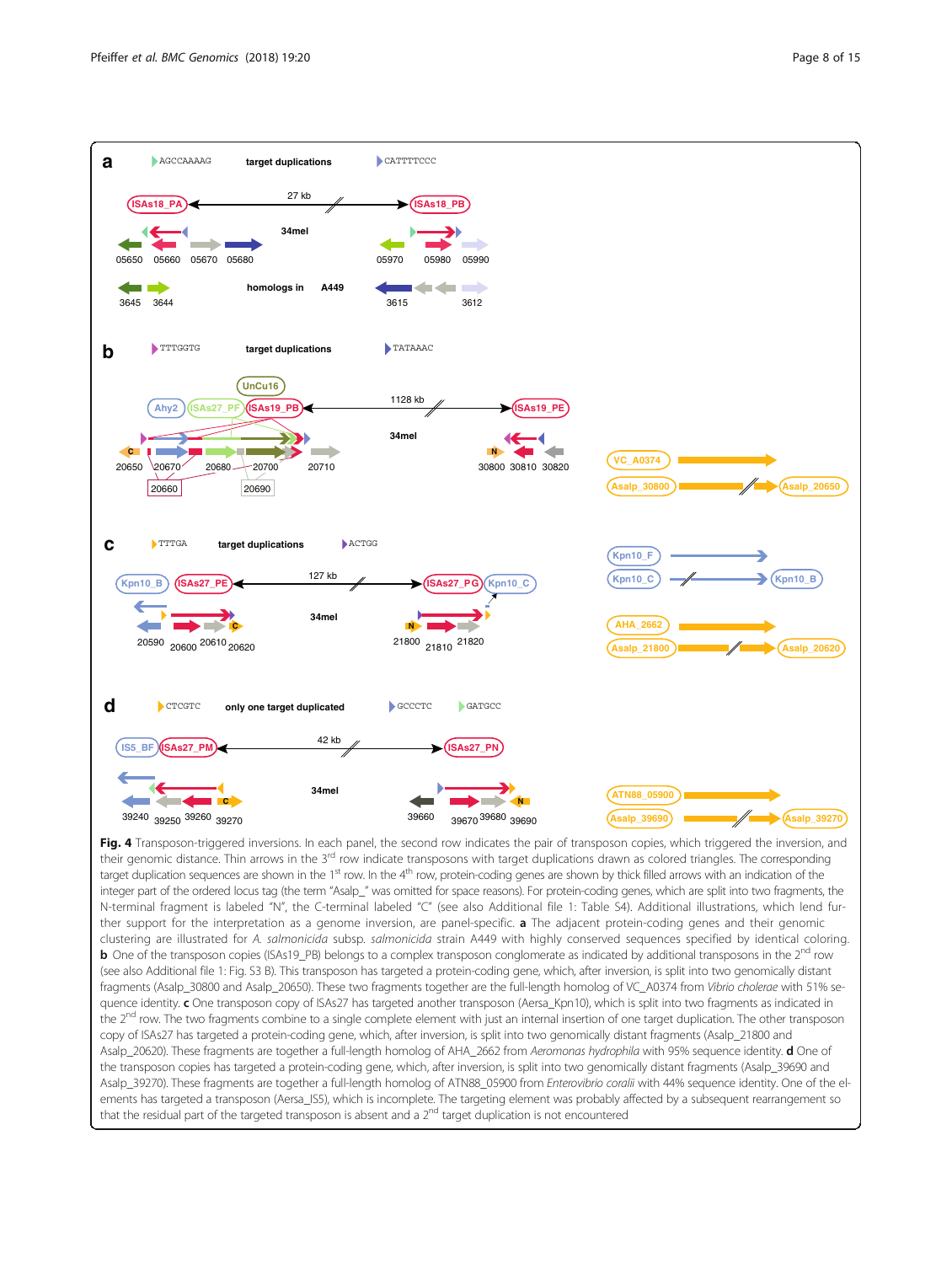**Fig. 4** Transposon-triggered inversions. In each panel, the second row indicates the pair of transposon copies, which triggered the inversion, and their genomic distance. Thin arrows in the 3rd row indicate transposons with target duplications drawn as colored triangles. The corresponding target duplication sequences are shown in the 1st row. In the 4th row, protein-coding genes are shown by thick filled arrows with an indication of the integer part of the ordered locus tag (the term "Asalp_" was omitted for space reasons). For protein-coding genes, which are split into two fragments, the N-terminal fragment is labeled "N", the C-terminal labeled "C" (see also Additional file 1: Table S4). Additional illustrations, which lend further support for the interpretation as a genome inversion, are panel-specific. **a** The adjacent protein-coding genes and their genomic clustering are illustrated for *A. salmonicida* subsp. *salmonicida* strain A449 with highly conserved sequences specified by identical coloring. **b** One of the transposon copies (ISAs19_PB) belongs to a complex transposon conglomerate as indicated by additional transposons in the 2nd row (see also Additional file 1: Fig. S3 B). This transposon has targeted a protein-coding gene, which, after inversion, is split into two genomically distant fragments (Asalp_30800 and Asalp_20650). These two fragments together are the full-length homolog of VC_A0374 from *Vibrio cholerae* with 51% sequence identity. **c** One transposon copy of ISAs27 has targeted another transposon (Aersa_Kpn10), which is split into two fragments as indicated in the 2nd row. The two fragments combine to a single complete element with just an internal insertion of one target duplication. The other transposon copy of ISAs27 has targeted a protein-coding gene, which, after inversion, is split into two genomically distant fragments (Asalp_21800 and Asalp_20620). These fragments are together a full-length homolog of AHA_2662 from *Aeromonas hydrophila* with 95% sequence identity. **d** One of the transposon copies has targeted a protein-coding gene, which, after inversion, is split into two genomically distant fragments (Asalp_39690 and Asalp_39270). These fragments are together a full-length homolog of ATN88_05900 from *Enterovibrio coralii* with 44% sequence identity. One of the elements has targeted a transposon (Aersa_IS5), which is incomplete. The targeting element was probably affected by a subsequent rearrangement so that the residual part of the targeted transposon is absent and a 2nd target duplication is not encountered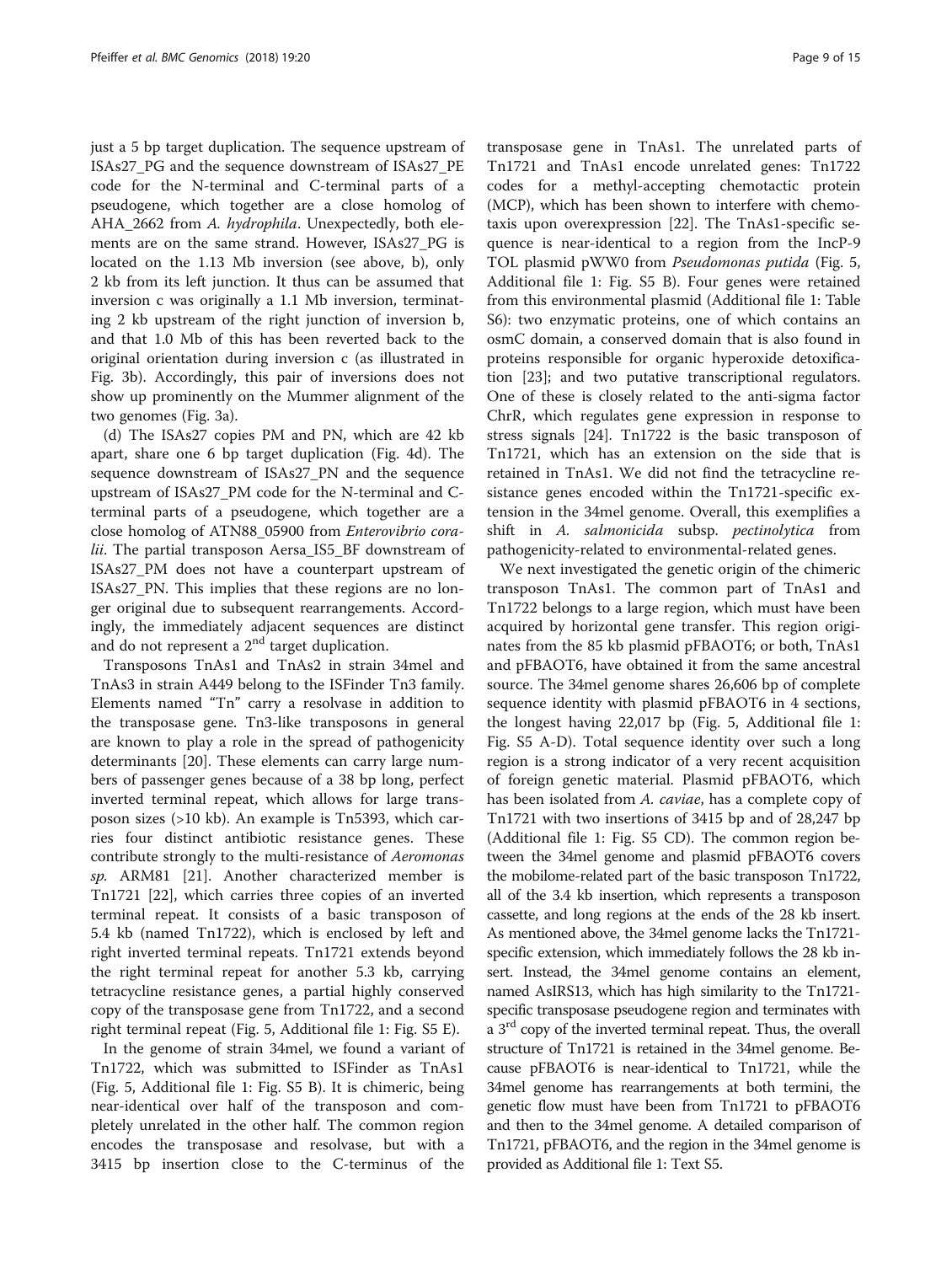just a 5 bp target duplication. The sequence upstream of ISAs27_PG and the sequence downstream of ISAs27_PE code for the N-terminal and C-terminal parts of a pseudogene, which together are a close homolog of AHA_2662 from *A. hydrophila*. Unexpectedly, both elements are on the same strand. However, ISAs27_PG is located on the 1.13 Mb inversion (see above, b), only 2 kb from its left junction. It thus can be assumed that inversion c was originally a 1.1 Mb inversion, terminating 2 kb upstream of the right junction of inversion b, and that 1.0 Mb of this has been reverted back to the original orientation during inversion c (as illustrated in Fig. 3b). Accordingly, this pair of inversions does not show up prominently on the Mummer alignment of the two genomes (Fig. 3a).

(d) The ISAs27 copies PM and PN, which are 42 kb apart, share one 6 bp target duplication (Fig. 4d). The sequence downstream of ISAs27_PN and the sequence upstream of ISAs27_PM code for the N-terminal and C-terminal parts of a pseudogene, which together are a close homolog of ATN88_05900 from *Enterovibrio coralii*. The partial transposon Aersa_IS5_BF downstream of ISAs27_PM does not have a counterpart upstream of ISAs27_PN. This implies that these regions are no longer original due to subsequent rearrangements. Accordingly, the immediately adjacent sequences are distinct and do not represent a 2nd target duplication.

Transposons TnAs1 and TnAs2 in strain 34mel and TnAs3 in strain A449 belong to the ISFinder Tn3 family. Elements named "Tn" carry a resolvase in addition to the transposase gene. Tn3-like transposons in general are known to play a role in the spread of pathogenicity determinants [20]. These elements can carry large numbers of passenger genes because of a 38 bp long, perfect inverted terminal repeat, which allows for large transposon sizes (>10 kb). An example is Tn5393, which carries four distinct antibiotic resistance genes. These contribute strongly to the multi-resistance of *Aeromonas sp.* ARM81 [21]. Another characterized member is Tn1721 [22], which carries three copies of an inverted terminal repeat. It consists of a basic transposon of 5.4 kb (named Tn1722), which is enclosed by left and right inverted terminal repeats. Tn1721 extends beyond the right terminal repeat for another 5.3 kb, carrying tetracycline resistance genes, a partial highly conserved copy of the transposase gene from Tn1722, and a second right terminal repeat (Fig. 5, Additional file 1: Fig. S5 E).

In the genome of strain 34mel, we found a variant of Tn1722, which was submitted to ISFinder as TnAs1 (Fig. 5, Additional file 1: Fig. S5 B). It is chimeric, being near-identical over half of the transposon and completely unrelated in the other half. The common region encodes the transposase and resolvase, but with a 3415 bp insertion close to the C-terminus of the transposase gene in TnAs1. The unrelated parts of Tn1721 and TnAs1 encode unrelated genes: Tn1722 codes for a methyl-accepting chemotactic protein (MCP), which has been shown to interfere with chemotaxis upon overexpression [22]. The TnAs1-specific sequence is near-identical to a region from the IncP-9 TOL plasmid pWW0 from *Pseudomonas putida* (Fig. 5, Additional file 1: Fig. S5 B). Four genes were retained from this environmental plasmid (Additional file 1: Table S6): two enzymatic proteins, one of which contains an osmC domain, a conserved domain that is also found in proteins responsible for organic hyperoxide detoxification [23]; and two putative transcriptional regulators. One of these is closely related to the anti-sigma factor ChrR, which regulates gene expression in response to stress signals [24]. Tn1722 is the basic transposon of Tn1721, which has an extension on the side that is retained in TnAs1. We did not find the tetracycline resistance genes encoded within the Tn1721-specific extension in the 34mel genome. Overall, this exemplifies a shift in *A. salmonicida* subsp. *pectinolytica* from pathogenicity-related to environmental-related genes.

We next investigated the genetic origin of the chimeric transposon TnAs1. The common part of TnAs1 and Tn1722 belongs to a large region, which must have been acquired by horizontal gene transfer. This region originates from the 85 kb plasmid pFBAOT6; or both, TnAs1 and pFBAOT6, have obtained it from the same ancestral source. The 34mel genome shares 26,606 bp of complete sequence identity with plasmid pFBAOT6 in 4 sections, the longest having 22,017 bp (Fig. 5, Additional file 1: Fig. S5 A-D). Total sequence identity over such a long region is a strong indicator of a very recent acquisition of foreign genetic material. Plasmid pFBAOT6, which has been isolated from *A. caviae*, has a complete copy of Tn1721 with two insertions of 3415 bp and of 28,247 bp (Additional file 1: Fig. S5 CD). The common region between the 34mel genome and plasmid pFBAOT6 covers the mobilome-related part of the basic transposon Tn1722, all of the 3.4 kb insertion, which represents a transposon cassette, and long regions at the ends of the 28 kb insert. As mentioned above, the 34mel genome lacks the Tn1721-specific extension, which immediately follows the 28 kb insert. Instead, the 34mel genome contains an element, named AsIRS13, which has high similarity to the Tn1721-specific transposase pseudogene region and terminates with a 3rd copy of the inverted terminal repeat. Thus, the overall structure of Tn1721 is retained in the 34mel genome. Because pFBAOT6 is near-identical to Tn1721, while the 34mel genome has rearrangements at both termini, the genetic flow must have been from Tn1721 to pFBAOT6 and then to the 34mel genome. A detailed comparison of Tn1721, pFBAOT6, and the region in the 34mel genome is provided as Additional file 1: Text S5.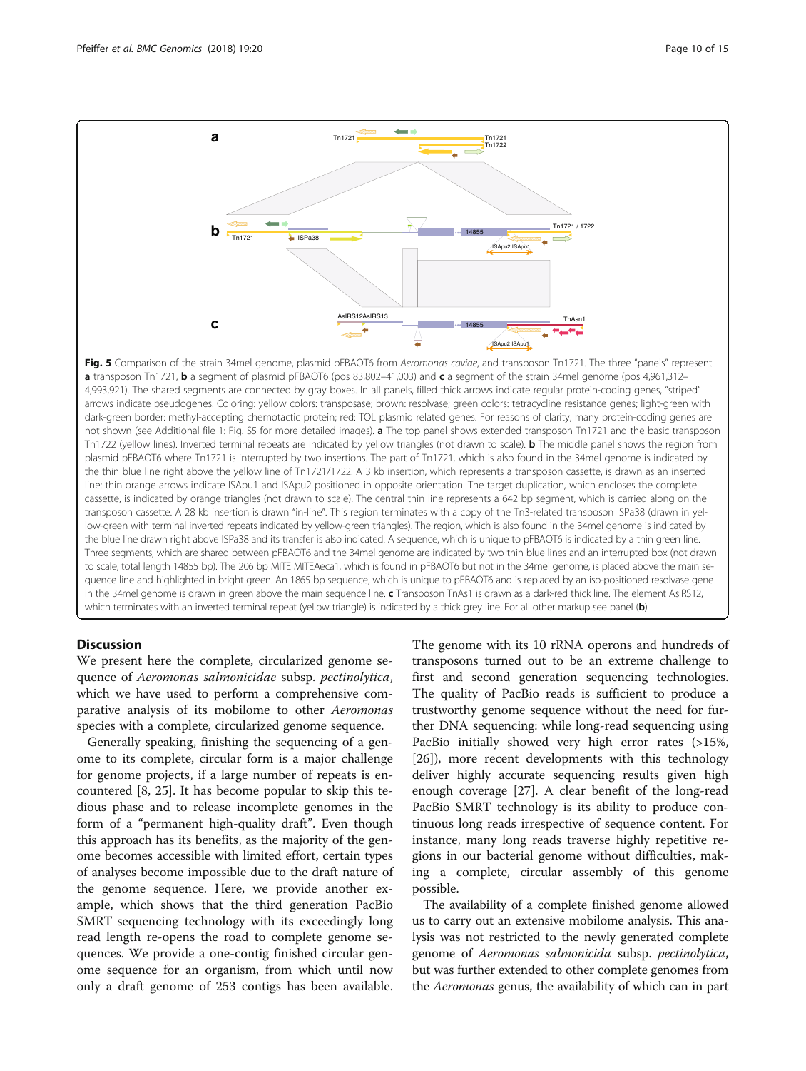**Fig. 5** Comparison of the strain 34mel genome, plasmid pFBAOT6 from *Aeromonas caviae*, and transposon Tn1721. The three "panels" represent **a** transposon Tn1721, **b** a segment of plasmid pFBAOT6 (pos 83,802–41,003) and **c** a segment of the strain 34mel genome (pos 4,961,312–4,993,921). The shared segments are connected by gray boxes. In all panels, filled thick arrows indicate regular protein-coding genes, "striped" arrows indicate pseudogenes. Coloring: yellow colors: transposase; brown: resolvase; green colors: tetracycline resistance genes; light-green with dark-green border: methyl-accepting chemotactic protein; red: TOL plasmid related genes. For reasons of clarity, many protein-coding genes are not shown (see Additional file 1: Fig. S5 for more detailed images). **a** The top panel shows extended transposon Tn1721 and the basic transposon Tn1722 (yellow lines). Inverted terminal repeats are indicated by yellow triangles (not drawn to scale). **b** The middle panel shows the region from plasmid pFBAOT6 where Tn1721 is interrupted by two insertions. The part of Tn1721, which is also found in the 34mel genome is indicated by the thin blue line right above the yellow line of Tn1721/1722. A 3 kb insertion, which represents a transposon cassette, is drawn as an inserted line: thin orange arrows indicate ISApu1 and ISApu2 positioned in opposite orientation. The target duplication, which encloses the complete cassette, is indicated by orange triangles (not drawn to scale). The central thin line represents a 642 bp segment, which is carried along on the transposon cassette. A 28 kb insertion is drawn "in-line". This region terminates with a copy of the Tn3-related transposon ISPa38 (drawn in yellow-green with terminal inverted repeats indicated by yellow-green triangles). The region, which is also found in the 34mel genome is indicated by the blue line drawn right above ISPa38 and its transfer is also indicated. A sequence, which is unique to pFBAOT6 is indicated by a thin green line. Three segments, which are shared between pFBAOT6 and the 34mel genome are indicated by two thin blue lines and an interrupted box (not drawn to scale, total length 14855 bp). The 206 bp MITE MITEAeca1, which is found in pFBAOT6 but not in the 34mel genome, is placed above the main sequence line and highlighted in bright green. An 1865 bp sequence, which is unique to pFBAOT6 and is replaced by an iso-positioned resolvase gene in the 34mel genome is drawn in green above the main sequence line. **c** Transposon TnAs1 is drawn as a dark-red thick line. The element AsIRS12, which terminates with an inverted terminal repeat (yellow triangle) is indicated by a thick grey line. For all other markup see panel (**b**)

## Discussion

We present here the complete, circularized genome sequence of *Aeromonas salmonicidae* subsp. *pectinolytica*, which we have used to perform a comprehensive comparative analysis of its mobilome to other *Aeromonas* species with a complete, circularized genome sequence.

Generally speaking, finishing the sequencing of a genome to its complete, circular form is a major challenge for genome projects, if a large number of repeats is encountered [8, 25]. It has become popular to skip this tedious phase and to release incomplete genomes in the form of a "permanent high-quality draft". Even though this approach has its benefits, as the majority of the genome becomes accessible with limited effort, certain types of analyses become impossible due to the draft nature of the genome sequence. Here, we provide another example, which shows that the third generation PacBio SMRT sequencing technology with its exceedingly long read length re-opens the road to complete genome sequences. We provide a one-contig finished circular genome sequence for an organism, from which until now only a draft genome of 253 contigs has been available. The genome with its 10 rRNA operons and hundreds of transposons turned out to be an extreme challenge to first and second generation sequencing technologies. The quality of PacBio reads is sufficient to produce a trustworthy genome sequence without the need for further DNA sequencing: while long-read sequencing using PacBio initially showed very high error rates (>15%, [26]), more recent developments with this technology deliver highly accurate sequencing results given high enough coverage [27]. A clear benefit of the long-read PacBio SMRT technology is its ability to produce continuous long reads irrespective of sequence content. For instance, many long reads traverse highly repetitive regions in our bacterial genome without difficulties, making a complete, circular assembly of this genome possible.

The availability of a complete finished genome allowed us to carry out an extensive mobilome analysis. This analysis was not restricted to the newly generated complete genome of *Aeromonas salmonicida* subsp. *pectinolytica*, but was further extended to other complete genomes from the *Aeromonas* genus, the availability of which can in part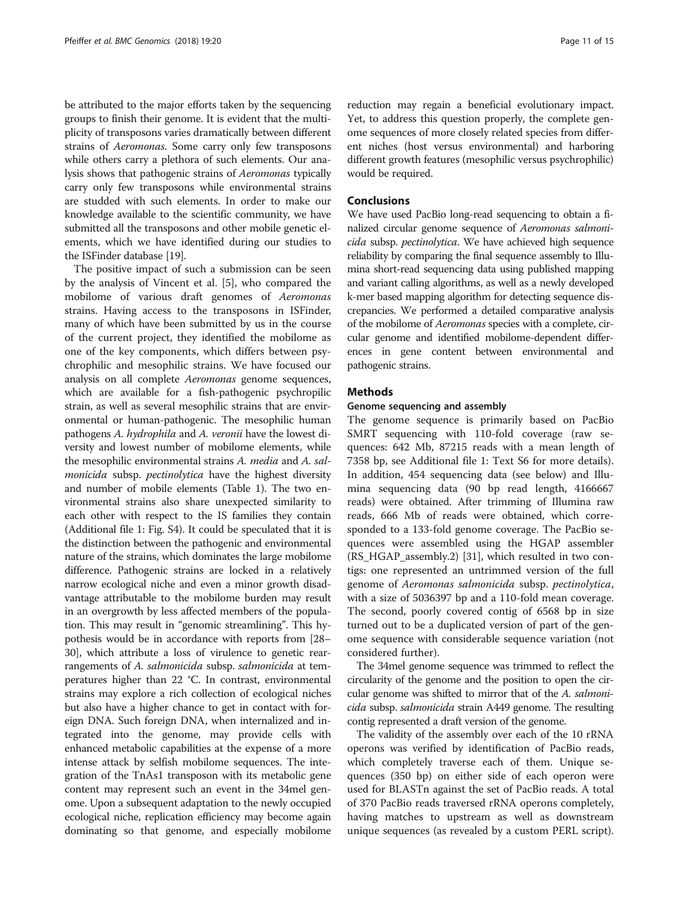be attributed to the major efforts taken by the sequencing groups to finish their genome. It is evident that the multiplicity of transposons varies dramatically between different strains of *Aeromonas*. Some carry only few transposons while others carry a plethora of such elements. Our analysis shows that pathogenic strains of *Aeromonas* typically carry only few transposons while environmental strains are studded with such elements. In order to make our knowledge available to the scientific community, we have submitted all the transposons and other mobile genetic elements, which we have identified during our studies to the ISFinder database [19].

The positive impact of such a submission can be seen by the analysis of Vincent et al. [5], who compared the mobilome of various draft genomes of *Aeromonas* strains. Having access to the transposons in ISFinder, many of which have been submitted by us in the course of the current project, they identified the mobilome as one of the key components, which differs between psychrophilic and mesophilic strains. We have focused our analysis on all complete *Aeromonas* genome sequences, which are available for a fish-pathogenic psychropilic strain, as well as several mesophilic strains that are environmental or human-pathogenic. The mesophilic human pathogens *A. hydrophila* and *A. veronii* have the lowest diversity and lowest number of mobilome elements, while the mesophilic environmental strains *A. media* and *A. salmonicida* subsp. *pectinolytica* have the highest diversity and number of mobile elements (Table 1). The two environmental strains also share unexpected similarity to each other with respect to the IS families they contain (Additional file 1: Fig. S4). It could be speculated that it is the distinction between the pathogenic and environmental nature of the strains, which dominates the large mobilome difference. Pathogenic strains are locked in a relatively narrow ecological niche and even a minor growth disadvantage attributable to the mobilome burden may result in an overgrowth by less affected members of the population. This may result in "genomic streamlining". This hypothesis would be in accordance with reports from [28–30], which attribute a loss of virulence to genetic rearrangements of *A. salmonicida* subsp. *salmonicida* at temperatures higher than 22 °C. In contrast, environmental strains may explore a rich collection of ecological niches but also have a higher chance to get in contact with foreign DNA. Such foreign DNA, when internalized and integrated into the genome, may provide cells with enhanced metabolic capabilities at the expense of a more intense attack by selfish mobilome sequences. The integration of the TnAs1 transposon with its metabolic gene content may represent such an event in the 34mel genome. Upon a subsequent adaptation to the newly occupied ecological niche, replication efficiency may become again dominating so that genome, and especially mobilome reduction may regain a beneficial evolutionary impact. Yet, to address this question properly, the complete genome sequences of more closely related species from different niches (host versus environmental) and harboring different growth features (mesophilic versus psychrophilic) would be required.

## Conclusions

We have used PacBio long-read sequencing to obtain a finalized circular genome sequence of *Aeromonas salmonicida* subsp. *pectinolytica*. We have achieved high sequence reliability by comparing the final sequence assembly to Illumina short-read sequencing data using published mapping and variant calling algorithms, as well as a newly developed k-mer based mapping algorithm for detecting sequence discrepancies. We performed a detailed comparative analysis of the mobilome of *Aeromonas* species with a complete, circular genome and identified mobilome-dependent differences in gene content between environmental and pathogenic strains.

## Methods

### Genome sequencing and assembly

The genome sequence is primarily based on PacBio SMRT sequencing with 110-fold coverage (raw sequences: 642 Mb, 87215 reads with a mean length of 7358 bp, see Additional file 1: Text S6 for more details). In addition, 454 sequencing data (see below) and Illumina sequencing data (90 bp read length, 4166667 reads) were obtained. After trimming of Illumina raw reads, 666 Mb of reads were obtained, which corresponded to a 133-fold genome coverage. The PacBio sequences were assembled using the HGAP assembler (RS_HGAP_assembly.2) [31], which resulted in two contigs: one represented an untrimmed version of the full genome of *Aeromonas salmonicida* subsp. *pectinolytica*, with a size of 5036397 bp and a 110-fold mean coverage. The second, poorly covered contig of 6568 bp in size turned out to be a duplicated version of part of the genome sequence with considerable sequence variation (not considered further).

The 34mel genome sequence was trimmed to reflect the circularity of the genome and the position to open the circular genome was shifted to mirror that of the *A. salmonicida* subsp. *salmonicida* strain A449 genome. The resulting contig represented a draft version of the genome.

The validity of the assembly over each of the 10 rRNA operons was verified by identification of PacBio reads, which completely traverse each of them. Unique sequences (350 bp) on either side of each operon were used for BLASTn against the set of PacBio reads. A total of 370 PacBio reads traversed rRNA operons completely, having matches to upstream as well as downstream unique sequences (as revealed by a custom PERL script).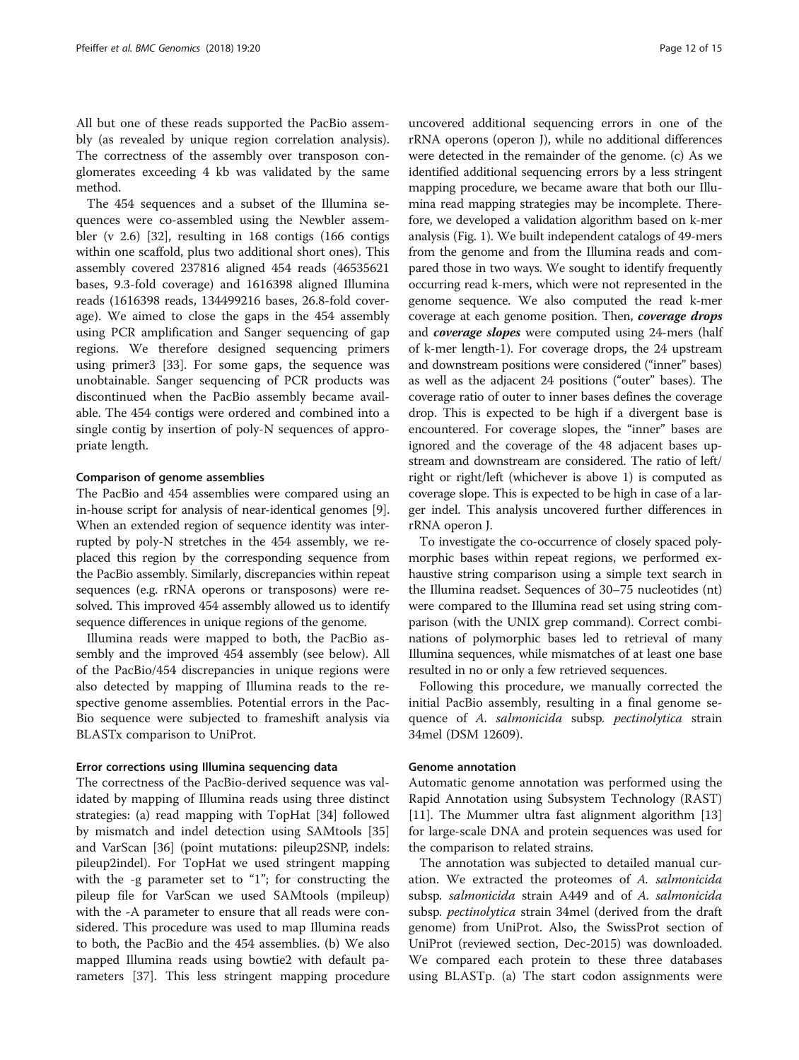All but one of these reads supported the PacBio assembly (as revealed by unique region correlation analysis). The correctness of the assembly over transposon conglomerates exceeding 4 kb was validated by the same method.

The 454 sequences and a subset of the Illumina sequences were co-assembled using the Newbler assembler (v 2.6) [32], resulting in 168 contigs (166 contigs within one scaffold, plus two additional short ones). This assembly covered 237816 aligned 454 reads (46535621 bases, 9.3-fold coverage) and 1616398 aligned Illumina reads (1616398 reads, 134499216 bases, 26.8-fold coverage). We aimed to close the gaps in the 454 assembly using PCR amplification and Sanger sequencing of gap regions. We therefore designed sequencing primers using primer3 [33]. For some gaps, the sequence was unobtainable. Sanger sequencing of PCR products was discontinued when the PacBio assembly became available. The 454 contigs were ordered and combined into a single contig by insertion of poly-N sequences of appropriate length.

#### Comparison of genome assemblies

The PacBio and 454 assemblies were compared using an in-house script for analysis of near-identical genomes [9]. When an extended region of sequence identity was interrupted by poly-N stretches in the 454 assembly, we replaced this region by the corresponding sequence from the PacBio assembly. Similarly, discrepancies within repeat sequences (e.g. rRNA operons or transposons) were resolved. This improved 454 assembly allowed us to identify sequence differences in unique regions of the genome.

Illumina reads were mapped to both, the PacBio assembly and the improved 454 assembly (see below). All of the PacBio/454 discrepancies in unique regions were also detected by mapping of Illumina reads to the respective genome assemblies. Potential errors in the PacBio sequence were subjected to frameshift analysis via BLASTx comparison to UniProt.

#### Error corrections using Illumina sequencing data

The correctness of the PacBio-derived sequence was validated by mapping of Illumina reads using three distinct strategies: (a) read mapping with TopHat [34] followed by mismatch and indel detection using SAMtools [35] and VarScan [36] (point mutations: pileup2SNP, indels: pileup2indel). For TopHat we used stringent mapping with the -g parameter set to "1"; for constructing the pileup file for VarScan we used SAMtools (mpileup) with the -A parameter to ensure that all reads were considered. This procedure was used to map Illumina reads to both, the PacBio and the 454 assemblies. (b) We also mapped Illumina reads using bowtie2 with default parameters [37]. This less stringent mapping procedure uncovered additional sequencing errors in one of the rRNA operons (operon J), while no additional differences were detected in the remainder of the genome. (c) As we identified additional sequencing errors by a less stringent mapping procedure, we became aware that both our Illumina read mapping strategies may be incomplete. Therefore, we developed a validation algorithm based on k-mer analysis (Fig. 1). We built independent catalogs of 49-mers from the genome and from the Illumina reads and compared those in two ways. We sought to identify frequently occurring read k-mers, which were not represented in the genome sequence. We also computed the read k-mer coverage at each genome position. Then, ***coverage drops*** and ***coverage slopes*** were computed using 24-mers (half of k-mer length-1). For coverage drops, the 24 upstream and downstream positions were considered ("inner" bases) as well as the adjacent 24 positions ("outer" bases). The coverage ratio of outer to inner bases defines the coverage drop. This is expected to be high if a divergent base is encountered. For coverage slopes, the "inner" bases are ignored and the coverage of the 48 adjacent bases upstream and downstream are considered. The ratio of left/right or right/left (whichever is above 1) is computed as coverage slope. This is expected to be high in case of a larger indel. This analysis uncovered further differences in rRNA operon J.

To investigate the co-occurrence of closely spaced polymorphic bases within repeat regions, we performed exhaustive string comparison using a simple text search in the Illumina readset. Sequences of 30–75 nucleotides (nt) were compared to the Illumina read set using string comparison (with the UNIX grep command). Correct combinations of polymorphic bases led to retrieval of many Illumina sequences, while mismatches of at least one base resulted in no or only a few retrieved sequences.

Following this procedure, we manually corrected the initial PacBio assembly, resulting in a final genome sequence of *A. salmonicida* subsp. *pectinolytica* strain 34mel (DSM 12609).

#### Genome annotation

Automatic genome annotation was performed using the Rapid Annotation using Subsystem Technology (RAST) [11]. The Mummer ultra fast alignment algorithm [13] for large-scale DNA and protein sequences was used for the comparison to related strains.

The annotation was subjected to detailed manual curation. We extracted the proteomes of *A. salmonicida* subsp. *salmonicida* strain A449 and of *A. salmonicida* subsp. *pectinolytica* strain 34mel (derived from the draft genome) from UniProt. Also, the SwissProt section of UniProt (reviewed section, Dec-2015) was downloaded. We compared each protein to these three databases using BLASTp. (a) The start codon assignments were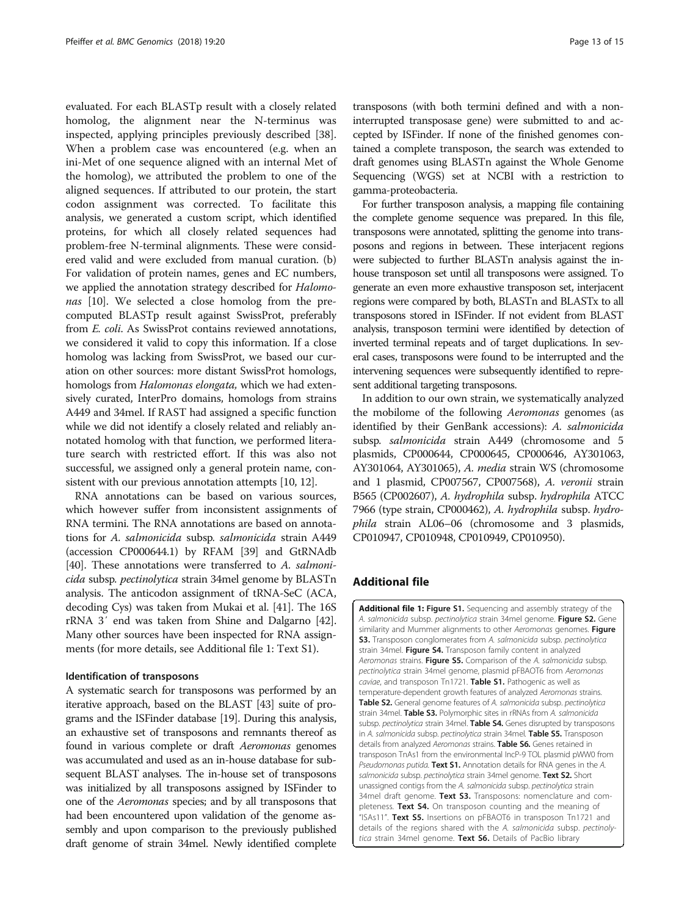evaluated. For each BLASTp result with a closely related homolog, the alignment near the N-terminus was inspected, applying principles previously described [38]. When a problem case was encountered (e.g. when an ini-Met of one sequence aligned with an internal Met of the homolog), we attributed the problem to one of the aligned sequences. If attributed to our protein, the start codon assignment was corrected. To facilitate this analysis, we generated a custom script, which identified proteins, for which all closely related sequences had problem-free N-terminal alignments. These were considered valid and were excluded from manual curation. (b) For validation of protein names, genes and EC numbers, we applied the annotation strategy described for *Halomonas* [10]. We selected a close homolog from the precomputed BLASTp result against SwissProt, preferably from *E. coli*. As SwissProt contains reviewed annotations, we considered it valid to copy this information. If a close homolog was lacking from SwissProt, we based our curation on other sources: more distant SwissProt homologs, homologs from *Halomonas elongata,* which we had extensively curated, InterPro domains, homologs from strains A449 and 34mel. If RAST had assigned a specific function while we did not identify a closely related and reliably annotated homolog with that function, we performed literature search with restricted effort. If this was also not successful, we assigned only a general protein name, consistent with our previous annotation attempts [10, 12].

RNA annotations can be based on various sources, which however suffer from inconsistent assignments of RNA termini. The RNA annotations are based on annotations for *A. salmonicida* subsp. *salmonicida* strain A449 (accession CP000644.1) by RFAM [39] and GtRNAdb [40]. These annotations were transferred to *A. salmonicida* subsp. *pectinolytica* strain 34mel genome by BLASTn analysis. The anticodon assignment of tRNA-SeC (ACA, decoding Cys) was taken from Mukai et al. [41]. The 16S rRNA 3′ end was taken from Shine and Dalgarno [42]. Many other sources have been inspected for RNA assignments (for more details, see Additional file 1: Text S1).

#### Identification of transposons

A systematic search for transposons was performed by an iterative approach, based on the BLAST [43] suite of programs and the ISFinder database [19]. During this analysis, an exhaustive set of transposons and remnants thereof as found in various complete or draft *Aeromonas* genomes was accumulated and used as an in-house database for subsequent BLAST analyses. The in-house set of transposons was initialized by all transposons assigned by ISFinder to one of the *Aeromonas* species; and by all transposons that had been encountered upon validation of the genome assembly and upon comparison to the previously published draft genome of strain 34mel. Newly identified complete transposons (with both termini defined and with a non-interrupted transposase gene) were submitted to and accepted by ISFinder. If none of the finished genomes contained a complete transposon, the search was extended to draft genomes using BLASTn against the Whole Genome Sequencing (WGS) set at NCBI with a restriction to gamma-proteobacteria.

For further transposon analysis, a mapping file containing the complete genome sequence was prepared. In this file, transposons were annotated, splitting the genome into transposons and regions in between. These interjacent regions were subjected to further BLASTn analysis against the in-house transposon set until all transposons were assigned. To generate an even more exhaustive transposon set, interjacent regions were compared by both, BLASTn and BLASTx to all transposons stored in ISFinder. If not evident from BLAST analysis, transposon termini were identified by detection of inverted terminal repeats and of target duplications. In several cases, transposons were found to be interrupted and the intervening sequences were subsequently identified to represent additional targeting transposons.

In addition to our own strain, we systematically analyzed the mobilome of the following *Aeromonas* genomes (as identified by their GenBank accessions): *A. salmonicida* subsp. *salmonicida* strain A449 (chromosome and 5 plasmids, CP000644, CP000645, CP000646, AY301063, AY301064, AY301065), *A. media* strain WS (chromosome and 1 plasmid, CP007567, CP007568), *A. veronii* strain B565 (CP002607), *A. hydrophila* subsp. *hydrophila* ATCC 7966 (type strain, CP000462), *A. hydrophila* subsp. *hydrophila* strain AL06–06 (chromosome and 3 plasmids, CP010947, CP010948, CP010949, CP010950).

## Additional file

**Additional file 1: Figure S1.** Sequencing and assembly strategy of the *A. salmonicida* subsp. *pectinolytica* strain 34mel genome. **Figure S2.** Gene similarity and Mummer alignments to other *Aeromonas* genomes. **Figure S3.** Transposon conglomerates from *A. salmonicida* subsp. *pectinolytica* strain 34mel. **Figure S4.** Transposon family content in analyzed *Aeromonas* strains. **Figure S5.** Comparison of the *A. salmonicida* subsp. *pectinolytica* strain 34mel genome, plasmid pFBAOT6 from *Aeromonas caviae*, and transposon Tn1721. **Table S1.** Pathogenic as well as temperature-dependent growth features of analyzed *Aeromonas* strains. **Table S2.** General genome features of *A. salmonicida* subsp. *pectinolytica* strain 34mel. **Table S3.** Polymorphic sites in rRNAs from *A. salmonicida* subsp. *pectinolytica* strain 34mel. **Table S4.** Genes disrupted by transposons in *A. salmonicida* subsp. *pectinolytica* strain 34mel. **Table S5.** Transposon details from analyzed *Aeromonas* strains. **Table S6.** Genes retained in transposon TnAs1 from the environmental IncP-9 TOL plasmid pWW0 from *Pseudomonas putida*. **Text S1.** Annotation details for RNA genes in the *A. salmonicida* subsp. *pectinolytica* strain 34mel genome. **Text S2.** Short unassigned contigs from the *A. salmonicida* subsp. *pectinolytica* strain 34mel draft genome. **Text S3.** Transposons: nomenclature and completeness. **Text S4.** On transposon counting and the meaning of "ISAs11". **Text S5.** Insertions on pFBAOT6 in transposon Tn1721 and details of the regions shared with the *A. salmonicida* subsp. *pectinolytica* strain 34mel genome. **Text S6.** Details of PacBio library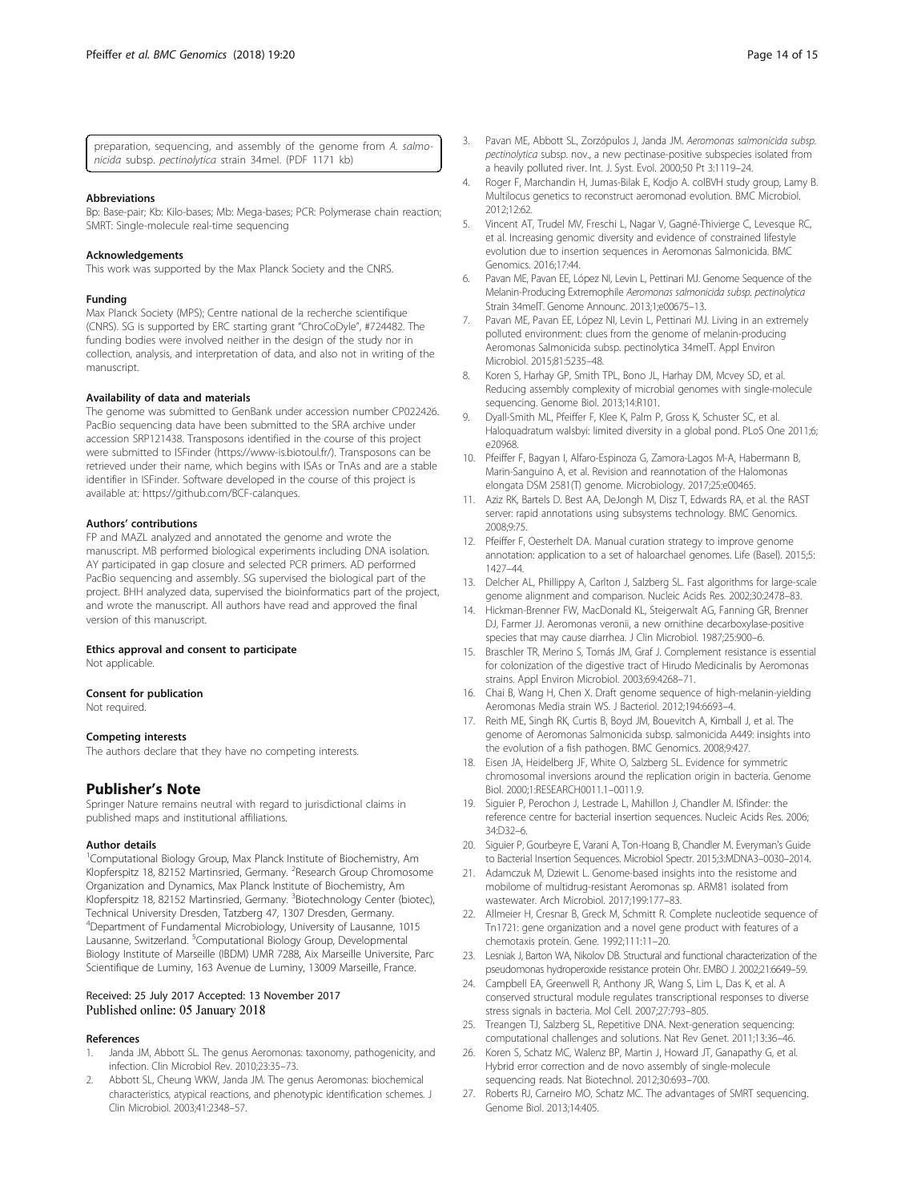preparation, sequencing, and assembly of the genome from *A. salmonicida* subsp. *pectinolytica* strain 34mel. (PDF 1171 kb)

#### Abbreviations

Bp: Base-pair; Kb: Kilo-bases; Mb: Mega-bases; PCR: Polymerase chain reaction; SMRT: Single-molecule real-time sequencing

#### Acknowledgements

This work was supported by the Max Planck Society and the CNRS.

#### Funding

Max Planck Society (MPS); Centre national de la recherche scientifique (CNRS). SG is supported by ERC starting grant "ChroCoDyle", #724482. The funding bodies were involved neither in the design of the study nor in collection, analysis, and interpretation of data, and also not in writing of the manuscript.

#### Availability of data and materials

The genome was submitted to GenBank under accession number CP022426. PacBio sequencing data have been submitted to the SRA archive under accession SRP121438. Transposons identified in the course of this project were submitted to ISFinder (https://www-is.biotoul.fr/). Transposons can be retrieved under their name, which begins with ISAs or TnAs and are a stable identifier in ISFinder. Software developed in the course of this project is available at: https://github.com/BCF-calanques.

#### Authors' contributions

FP and MAZL analyzed and annotated the genome and wrote the manuscript. MB performed biological experiments including DNA isolation. AY participated in gap closure and selected PCR primers. AD performed PacBio sequencing and assembly. SG supervised the biological part of the project. BHH analyzed data, supervised the bioinformatics part of the project, and wrote the manuscript. All authors have read and approved the final version of this manuscript.

#### Ethics approval and consent to participate

Not applicable.

#### Consent for publication

Not required.

#### Competing interests

The authors declare that they have no competing interests.

## Publisher's Note

Springer Nature remains neutral with regard to jurisdictional claims in published maps and institutional affiliations.

#### Author details

[1]Computational Biology Group, Max Planck Institute of Biochemistry, Am Klopferspitz 18, 82152 Martinsried, Germany. [2]Research Group Chromosome Organization and Dynamics, Max Planck Institute of Biochemistry, Am Klopferspitz 18, 82152 Martinsried, Germany. [3]Biotechnology Center (biotec), Technical University Dresden, Tatzberg 47, 1307 Dresden, Germany. [4]Department of Fundamental Microbiology, University of Lausanne, 1015 Lausanne, Switzerland. [5]Computational Biology Group, Developmental Biology Institute of Marseille (IBDM) UMR 7288, Aix Marseille Universite, Parc Scientifique de Luminy, 163 Avenue de Luminy, 13009 Marseille, France.

Received: 25 July 2017 Accepted: 13 November 2017
Published online: 05 January 2018

#### References

1. Janda JM, Abbott SL. The genus Aeromonas: taxonomy, pathogenicity, and infection. Clin Microbiol Rev. 2010;23:35–73.
2. Abbott SL, Cheung WKW, Janda JM. The genus Aeromonas: biochemical characteristics, atypical reactions, and phenotypic identification schemes. J Clin Microbiol. 2003;41:2348–57.
3. Pavan ME, Abbott SL, Zorzópulos J, Janda JM. *Aeromonas salmonicida subsp. pectinolytica* subsp. nov., a new pectinase-positive subspecies isolated from a heavily polluted river. Int. J. Syst. Evol. 2000;50 Pt 3:1119–24.
4. Roger F, Marchandin H, Jumas-Bilak E, Kodjo A. colBVH study group, Lamy B. Multilocus genetics to reconstruct aeromonad evolution. BMC Microbiol. 2012;12:62.
5. Vincent AT, Trudel MV, Freschi L, Nagar V, Gagné-Thivierge C, Levesque RC, et al. Increasing genomic diversity and evidence of constrained lifestyle evolution due to insertion sequences in Aeromonas Salmonicida. BMC Genomics. 2016;17:44.
6. Pavan ME, Pavan EE, López NI, Levin L, Pettinari MJ. Genome Sequence of the Melanin-Producing Extremophile *Aeromonas salmonicida subsp. pectinolytica* Strain 34melT. Genome Announc. 2013;1;e00675–13.
7. Pavan ME, Pavan EE, López NI, Levin L, Pettinari MJ. Living in an extremely polluted environment: clues from the genome of melanin-producing Aeromonas Salmonicida subsp. pectinolytica 34melT. Appl Environ Microbiol. 2015;81:5235–48.
8. Koren S, Harhay GP, Smith TPL, Bono JL, Harhay DM, Mcvey SD, et al. Reducing assembly complexity of microbial genomes with single-molecule sequencing. Genome Biol. 2013;14:R101.
9. Dyall-Smith ML, Pfeiffer F, Klee K, Palm P, Gross K, Schuster SC, et al. Haloquadratum walsbyi: limited diversity in a global pond. PLoS One 2011;6;e20968.
10. Pfeiffer F, Bagyan I, Alfaro-Espinoza G, Zamora-Lagos M-A, Habermann B, Marin-Sanguino A, et al. Revision and reannotation of the Halomonas elongata DSM 2581(T) genome. Microbiology. 2017;25:e00465.
11. Aziz RK, Bartels D. Best AA, DeJongh M, Disz T, Edwards RA, et al. the RAST server: rapid annotations using subsystems technology. BMC Genomics. 2008;9:75.
12. Pfeiffer F, Oesterhelt DA. Manual curation strategy to improve genome annotation: application to a set of haloarchael genomes. Life (Basel). 2015;5:1427–44.
13. Delcher AL, Phillippy A, Carlton J, Salzberg SL. Fast algorithms for large-scale genome alignment and comparison. Nucleic Acids Res. 2002;30:2478–83.
14. Hickman-Brenner FW, MacDonald KL, Steigerwalt AG, Fanning GR, Brenner DJ, Farmer JJ. Aeromonas veronii, a new ornithine decarboxylase-positive species that may cause diarrhea. J Clin Microbiol. 1987;25:900–6.
15. Braschler TR, Merino S, Tomás JM, Graf J. Complement resistance is essential for colonization of the digestive tract of Hirudo Medicinalis by Aeromonas strains. Appl Environ Microbiol. 2003;69:4268–71.
16. Chai B, Wang H, Chen X. Draft genome sequence of high-melanin-yielding Aeromonas Media strain WS. J Bacteriol. 2012;194:6693–4.
17. Reith ME, Singh RK, Curtis B, Boyd JM, Bouevitch A, Kimball J, et al. The genome of Aeromonas Salmonicida subsp. salmonicida A449: insights into the evolution of a fish pathogen. BMC Genomics. 2008;9:427.
18. Eisen JA, Heidelberg JF, White O, Salzberg SL. Evidence for symmetric chromosomal inversions around the replication origin in bacteria. Genome Biol. 2000;1:RESEARCH0011.1–0011.9.
19. Siguier P, Perochon J, Lestrade L, Mahillon J, Chandler M. ISfinder: the reference centre for bacterial insertion sequences. Nucleic Acids Res. 2006; 34:D32–6.
20. Siguier P, Gourbeyre E, Varani A, Ton-Hoang B, Chandler M. Everyman's Guide to Bacterial Insertion Sequences. Microbiol Spectr. 2015;3:MDNA3–0030–2014.
21. Adamczuk M, Dziewit L. Genome-based insights into the resistome and mobilome of multidrug-resistant Aeromonas sp. ARM81 isolated from wastewater. Arch Microbiol. 2017;199:177–83.
22. Allmeier H, Cresnar B, Greck M, Schmitt R. Complete nucleotide sequence of Tn1721: gene organization and a novel gene product with features of a chemotaxis protein. Gene. 1992;111:11–20.
23. Lesniak J, Barton WA, Nikolov DB. Structural and functional characterization of the pseudomonas hydroperoxide resistance protein Ohr. EMBO J. 2002;21:6649–59.
24. Campbell EA, Greenwell R, Anthony JR, Wang S, Lim L, Das K, et al. A conserved structural module regulates transcriptional responses to diverse stress signals in bacteria. Mol Cell. 2007;27:793–805.
25. Treangen TJ, Salzberg SL, Repetitive DNA. Next-generation sequencing: computational challenges and solutions. Nat Rev Genet. 2011;13:36–46.
26. Koren S, Schatz MC, Walenz BP, Martin J, Howard JT, Ganapathy G, et al. Hybrid error correction and de novo assembly of single-molecule sequencing reads. Nat Biotechnol. 2012;30:693–700.
27. Roberts RJ, Carneiro MO, Schatz MC. The advantages of SMRT sequencing. Genome Biol. 2013;14:405.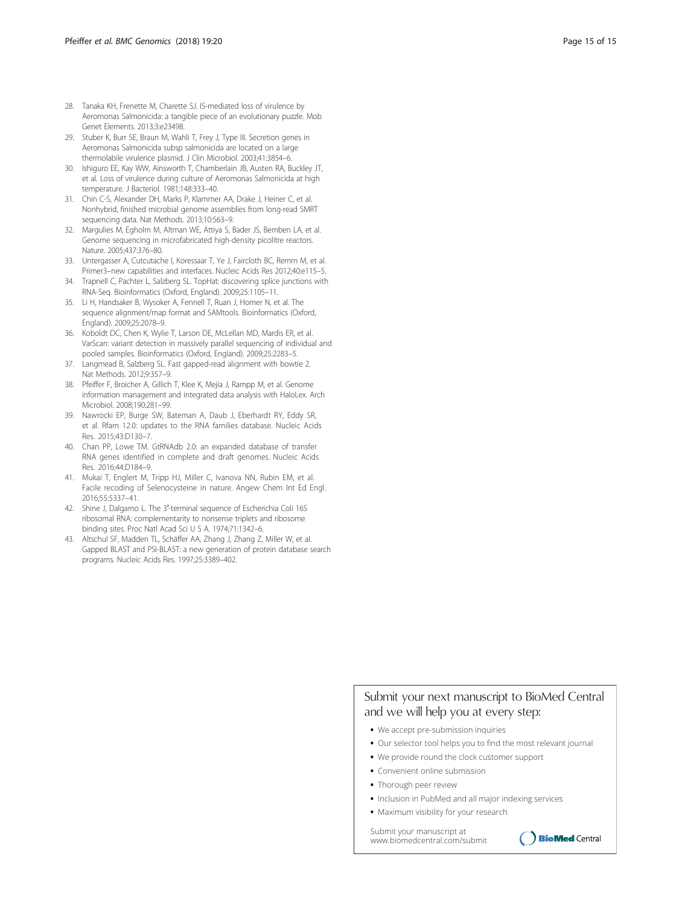28. Tanaka KH, Frenette M, Charette SJ. IS-mediated loss of virulence by Aeromonas Salmonicida: a tangible piece of an evolutionary puzzle. Mob Genet Elements. 2013;3:e23498.
29. Stuber K, Burr SE, Braun M, Wahli T, Frey J, Type III. Secretion genes in Aeromonas Salmonicida subsp salmonicida are located on a large thermolabile virulence plasmid. J Clin Microbiol. 2003;41:3854–6.
30. Ishiguro EE, Kay WW, Ainsworth T, Chamberlain JB, Austen RA, Buckley JT, et al. Loss of virulence during culture of Aeromonas Salmonicida at high temperature. J Bacteriol. 1981;148:333–40.
31. Chin C-S, Alexander DH, Marks P, Klammer AA, Drake J, Heiner C, et al. Nonhybrid, finished microbial genome assemblies from long-read SMRT sequencing data. Nat Methods. 2013;10:563–9.
32. Margulies M, Egholm M, Altman WE, Attiya S, Bader JS, Bemben LA, et al. Genome sequencing in microfabricated high-density picolitre reactors. Nature. 2005;437:376–80.
33. Untergasser A, Cutcutache I, Koressaar T, Ye J, Faircloth BC, Remm M, et al. Primer3–new capabilities and interfaces. Nucleic Acids Res 2012;40:e115–5.
34. Trapnell C, Pachter L, Salzberg SL. TopHat: discovering splice junctions with RNA-Seq. Bioinformatics (Oxford, England). 2009;25:1105–11.
35. Li H, Handsaker B, Wysoker A, Fennell T, Ruan J, Homer N, et al. The sequence alignment/map format and SAMtools. Bioinformatics (Oxford, England). 2009;25:2078–9.
36. Koboldt DC, Chen K, Wylie T, Larson DE, McLellan MD, Mardis ER, et al. VarScan: variant detection in massively parallel sequencing of individual and pooled samples. Bioinformatics (Oxford, England). 2009;25:2283–5.
37. Langmead B, Salzberg SL. Fast gapped-read alignment with bowtie 2. Nat Methods. 2012;9:357–9.
38. Pfeiffer F, Broicher A, Gillich T, Klee K, Mejía J, Rampp M, et al. Genome information management and integrated data analysis with HaloLex. Arch Microbiol. 2008;190:281–99.
39. Nawrocki EP, Burge SW, Bateman A, Daub J, Eberhardt RY, Eddy SR, et al. Rfam 12.0: updates to the RNA families database. Nucleic Acids Res. 2015;43:D130–7.
40. Chan PP, Lowe TM. GtRNAdb 2.0: an expanded database of transfer RNA genes identified in complete and draft genomes. Nucleic Acids Res. 2016;44:D184–9.
41. Mukai T, Englert M, Tripp HJ, Miller C, Ivanova NN, Rubin EM, et al. Facile recoding of Selenocysteine in nature. Angew Chem Int Ed Engl. 2016;55:5337–41.
42. Shine J, Dalgarno L. The 3′-terminal sequence of Escherichia Coli 16S ribosomal RNA: complementarity to nonsense triplets and ribosome binding sites. Proc Natl Acad Sci U S A. 1974;71:1342–6.
43. Altschul SF, Madden TL, Schäffer AA, Zhang J, Zhang Z, Miller W, et al. Gapped BLAST and PSI-BLAST: a new generation of protein database search programs. Nucleic Acids Res. 1997;25:3389–402.

Submit your next manuscript to BioMed Central and we will help you at every step:

- We accept pre-submission inquiries
- Our selector tool helps you to find the most relevant journal
- We provide round the clock customer support
- Convenient online submission
- Thorough peer review
- Inclusion in PubMed and all major indexing services
- Maximum visibility for your research

Submit your manuscript at www.biomedcentral.com/submit

BioMed Central